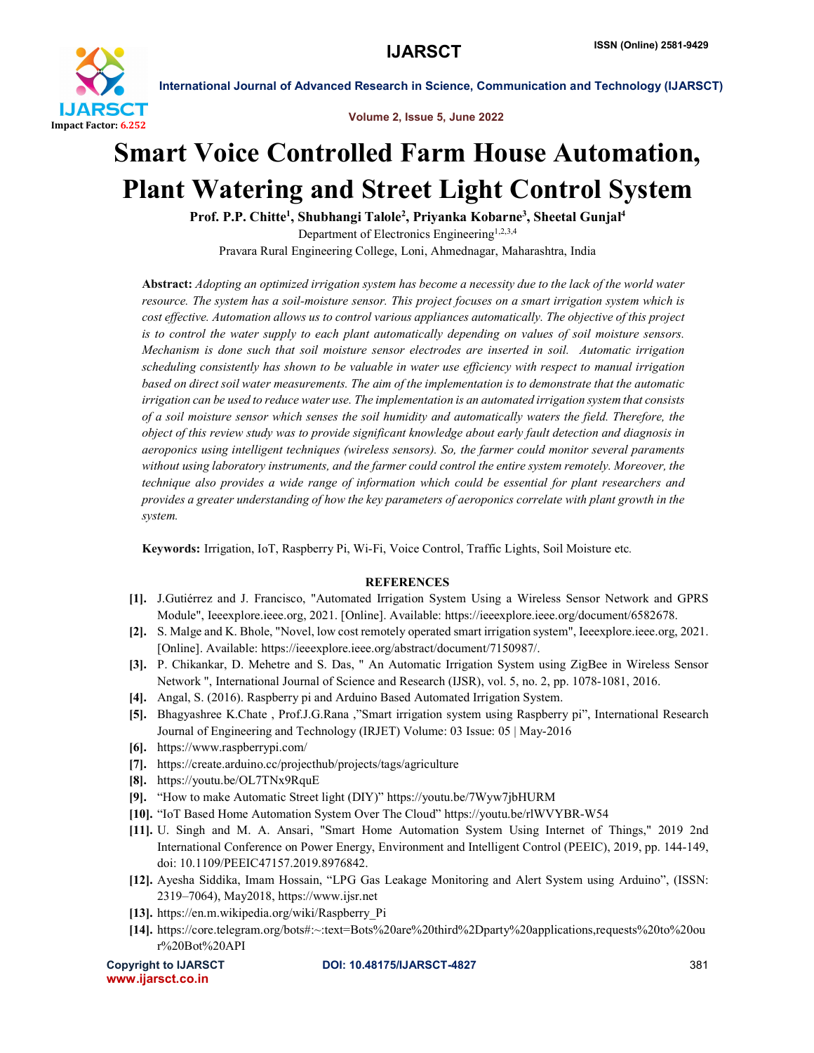# Smart Voice Controlled Farm House Automation, Plant Watering and Street Light Control System

**Prof. P.P. Chitte[1], Shubhangi Talole[2], Priyanka Kobarne[3], Sheetal Gunjal[4]**

Department of Electronics Engineering[1,2,3,4]

Pravara Rural Engineering College, Loni, Ahmednagar, Maharashtra, India

**Abstract:** *Adopting an optimized irrigation system has become a necessity due to the lack of the world water resource. The system has a soil-moisture sensor. This project focuses on a smart irrigation system which is cost effective. Automation allows us to control various appliances automatically. The objective of this project is to control the water supply to each plant automatically depending on values of soil moisture sensors. Mechanism is done such that soil moisture sensor electrodes are inserted in soil. Automatic irrigation scheduling consistently has shown to be valuable in water use efficiency with respect to manual irrigation based on direct soil water measurements. The aim of the implementation is to demonstrate that the automatic irrigation can be used to reduce water use. The implementation is an automated irrigation system that consists of a soil moisture sensor which senses the soil humidity and automatically waters the field. Therefore, the object of this review study was to provide significant knowledge about early fault detection and diagnosis in aeroponics using intelligent techniques (wireless sensors). So, the farmer could monitor several paraments without using laboratory instruments, and the farmer could control the entire system remotely. Moreover, the technique also provides a wide range of information which could be essential for plant researchers and provides a greater understanding of how the key parameters of aeroponics correlate with plant growth in the system.*

**Keywords:** Irrigation, IoT, Raspberry Pi, Wi-Fi, Voice Control, Traffic Lights, Soil Moisture etc.

## REFERENCES

- [1]. J.Gutiérrez and J. Francisco, "Automated Irrigation System Using a Wireless Sensor Network and GPRS Module", Ieeexplore.ieee.org, 2021. [Online]. Available: https://ieeexplore.ieee.org/document/6582678.
- [2]. S. Malge and K. Bhole, "Novel, low cost remotely operated smart irrigation system", Ieeexplore.ieee.org, 2021. [Online]. Available: https://ieeexplore.ieee.org/abstract/document/7150987/.
- [3]. P. Chikankar, D. Mehetre and S. Das, " An Automatic Irrigation System using ZigBee in Wireless Sensor Network ", International Journal of Science and Research (IJSR), vol. 5, no. 2, pp. 1078-1081, 2016.
- [4]. Angal, S. (2016). Raspberry pi and Arduino Based Automated Irrigation System.
- [5]. Bhagyashree K.Chate , Prof.J.G.Rana ,"Smart irrigation system using Raspberry pi", International Research Journal of Engineering and Technology (IRJET) Volume: 03 Issue: 05 | May-2016
- [6]. https://www.raspberrypi.com/
- [7]. https://create.arduino.cc/projecthub/projects/tags/agriculture
- [8]. https://youtu.be/OL7TNx9RquE
- [9]. "How to make Automatic Street light (DIY)" https://youtu.be/7Wyw7jbHURM
- [10]. "IoT Based Home Automation System Over The Cloud" https://youtu.be/rlWVYBR-W54
- [11]. U. Singh and M. A. Ansari, "Smart Home Automation System Using Internet of Things," 2019 2nd International Conference on Power Energy, Environment and Intelligent Control (PEEIC), 2019, pp. 144-149, doi: 10.1109/PEEIC47157.2019.8976842.
- [12]. Ayesha Siddika, Imam Hossain, "LPG Gas Leakage Monitoring and Alert System using Arduino", (ISSN: 2319–7064), May2018, https://www.ijsr.net
- [13]. https://en.m.wikipedia.org/wiki/Raspberry_Pi
- [14]. https://core.telegram.org/bots#:~:text=Bots%20are%20third%2Dparty%20applications,requests%20to%20our%20Bot%20API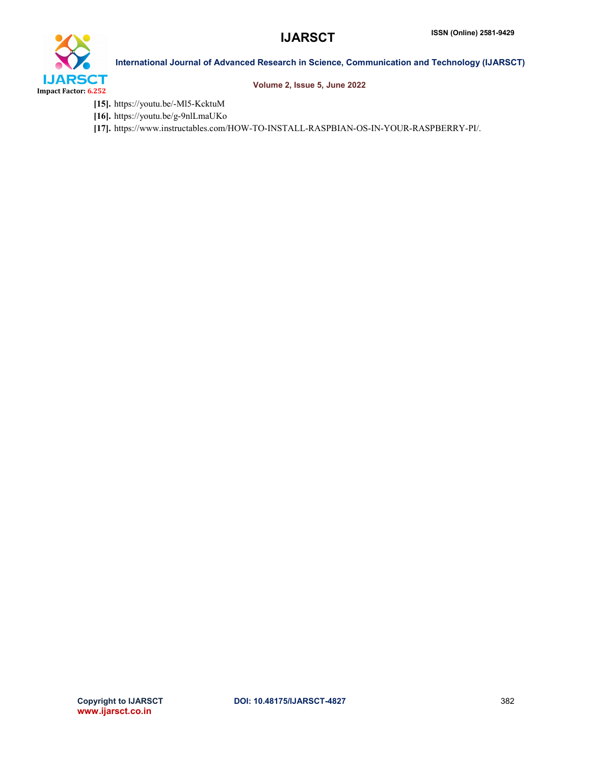**[15].** https://youtu.be/-Ml5-KcktuM

**[16].** https://youtu.be/g-9nlLmaUKo

**[17].** https://www.instructables.com/HOW-TO-INSTALL-RASPBIAN-OS-IN-YOUR-RASPBERRY-PI/.